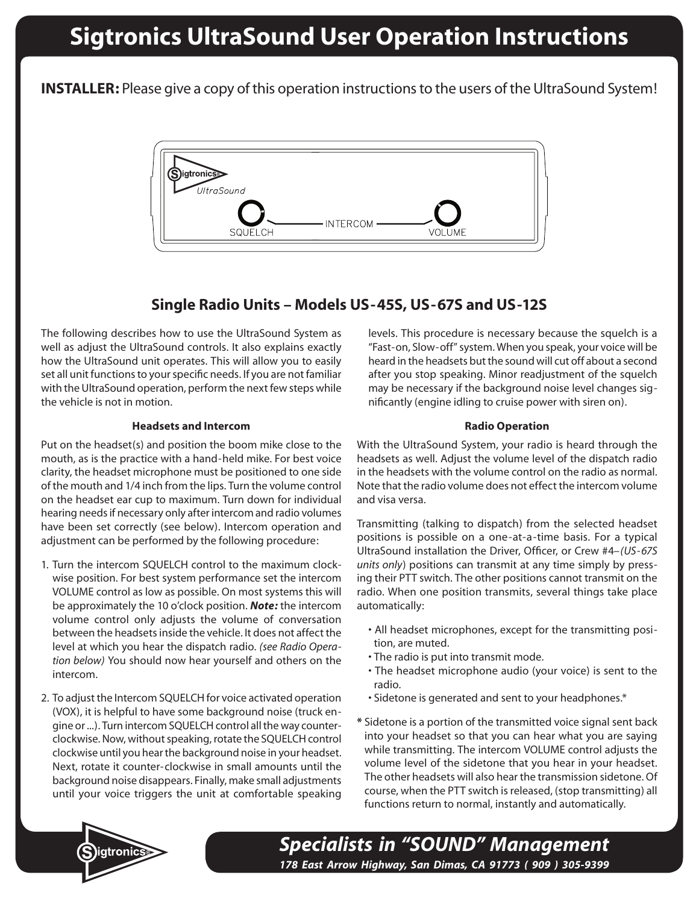# Sigtronics UltraSound User Operation Instructions

**INSTALLER:** Please give a copy of this operation instructions to the users of the UltraSound System!

## Single Radio Units – Models US-45S, US-67S and US-12S

The following describes how to use the UltraSound System as well as adjust the UltraSound controls. It also explains exactly how the UltraSound unit operates. This will allow you to easily set all unit functions to your specific needs. If you are not familiar with the UltraSound operation, perform the next few steps while the vehicle is not in motion.

#### Headsets and Intercom

Put on the headset(s) and position the boom mike close to the mouth, as is the practice with a hand-held mike. For best voice clarity, the headset microphone must be positioned to one side of the mouth and 1/4 inch from the lips. Turn the volume control on the headset ear cup to maximum. Turn down for individual hearing needs if necessary only after intercom and radio volumes have been set correctly (see below). Intercom operation and adjustment can be performed by the following procedure:

1. Turn the intercom SQUELCH control to the maximum clockwise position. For best system performance set the intercom VOLUME control as low as possible. On most systems this will be approximately the 10 o'clock position. ***Note:*** the intercom volume control only adjusts the volume of conversation between the headsets inside the vehicle. It does not affect the level at which you hear the dispatch radio. *(see Radio Operation below)* You should now hear yourself and others on the intercom.

2. To adjust the Intercom SQUELCH for voice activated operation (VOX), it is helpful to have some background noise (truck engine or ...). Turn intercom SQUELCH control all the way counterclockwise. Now, without speaking, rotate the SQUELCH control clockwise until you hear the background noise in your headset. Next, rotate it counter-clockwise in small amounts until the background noise disappears. Finally, make small adjustments until your voice triggers the unit at comfortable speaking levels. This procedure is necessary because the squelch is a "Fast-on, Slow-off" system. When you speak, your voice will be heard in the headsets but the sound will cut off about a second after you stop speaking. Minor readjustment of the squelch may be necessary if the background noise level changes significantly (engine idling to cruise power with siren on).

#### Radio Operation

With the UltraSound System, your radio is heard through the headsets as well. Adjust the volume level of the dispatch radio in the headsets with the volume control on the radio as normal. Note that the radio volume does not effect the intercom volume and visa versa.

Transmitting (talking to dispatch) from the selected headset positions is possible on a one-at-a-time basis. For a typical UltraSound installation the Driver, Officer, or Crew #4–*(US-67S units only)* positions can transmit at any time simply by pressing their PTT switch. The other positions cannot transmit on the radio. When one position transmits, several things take place automatically:

- All headset microphones, except for the transmitting position, are muted.
- The radio is put into transmit mode.
- The headset microphone audio (your voice) is sent to the radio.
- Sidetone is generated and sent to your headphones.*

**\*** Sidetone is a portion of the transmitted voice signal sent back into your headset so that you can hear what you are saying while transmitting. The intercom VOLUME control adjusts the volume level of the sidetone that you hear in your headset. The other headsets will also hear the transmission sidetone. Of course, when the PTT switch is released, (stop transmitting) all functions return to normal, instantly and automatically.

***Specialists in "SOUND" Management***

***178 East Arrow Highway, San Dimas, CA 91773 ( 909 ) 305-9399***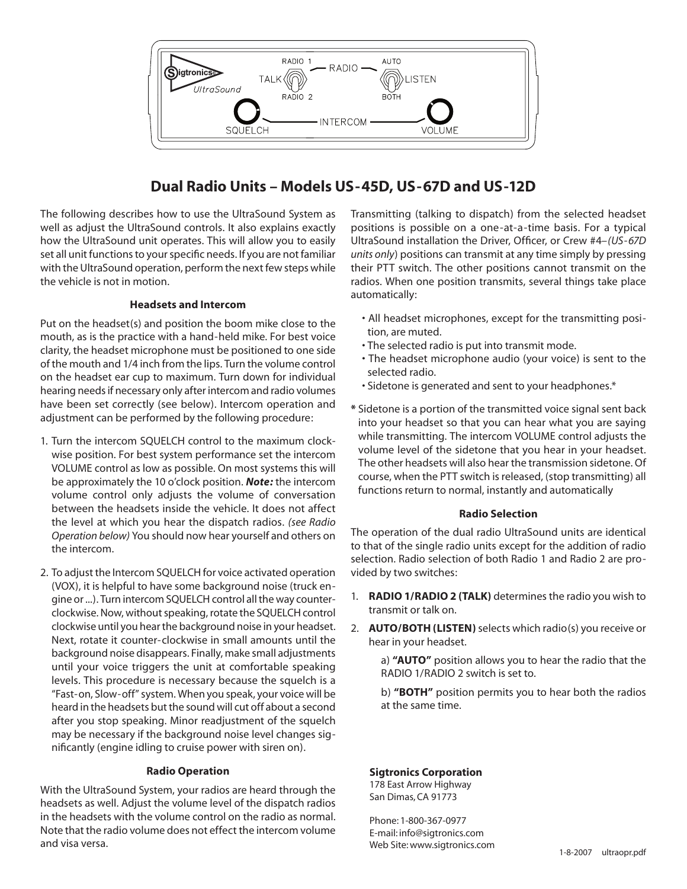Sigtronics
UltraSound
RADIO 1
TALK
RADIO 2
RADIO
AUTO
LISTEN
BOTH
SQUELCH
INTERCOM
VOLUME

## Dual Radio Units – Models US-45D, US-67D and US-12D

The following describes how to use the UltraSound System as well as adjust the UltraSound controls. It also explains exactly how the UltraSound unit operates. This will allow you to easily set all unit functions to your specific needs. If you are not familiar with the UltraSound operation, perform the next few steps while the vehicle is not in motion.

### Headsets and Intercom

Put on the headset(s) and position the boom mike close to the mouth, as is the practice with a hand-held mike. For best voice clarity, the headset microphone must be positioned to one side of the mouth and 1/4 inch from the lips. Turn the volume control on the headset ear cup to maximum. Turn down for individual hearing needs if necessary only after intercom and radio volumes have been set correctly (see below). Intercom operation and adjustment can be performed by the following procedure:

1. Turn the intercom SQUELCH control to the maximum clockwise position. For best system performance set the intercom VOLUME control as low as possible. On most systems this will be approximately the 10 o'clock position. ***Note:*** the intercom volume control only adjusts the volume of conversation between the headsets inside the vehicle. It does not affect the level at which you hear the dispatch radios. *(see Radio Operation below)* You should now hear yourself and others on the intercom.

2. To adjust the Intercom SQUELCH for voice activated operation (VOX), it is helpful to have some background noise (truck engine or ...). Turn intercom SQUELCH control all the way counter-clockwise. Now, without speaking, rotate the SQUELCH control clockwise until you hear the background noise in your headset. Next, rotate it counter-clockwise in small amounts until the background noise disappears. Finally, make small adjustments until your voice triggers the unit at comfortable speaking levels. This procedure is necessary because the squelch is a "Fast-on, Slow-off" system. When you speak, your voice will be heard in the headsets but the sound will cut off about a second after you stop speaking. Minor readjustment of the squelch may be necessary if the background noise level changes significantly (engine idling to cruise power with siren on).

### Radio Operation

With the UltraSound System, your radios are heard through the headsets as well. Adjust the volume level of the dispatch radios in the headsets with the volume control on the radio as normal. Note that the radio volume does not effect the intercom volume and visa versa.

Transmitting (talking to dispatch) from the selected headset positions is possible on a one-at-a-time basis. For a typical UltraSound installation the Driver, Officer, or Crew #4–*(US-67D units only)* positions can transmit at any time simply by pressing their PTT switch. The other positions cannot transmit on the radios. When one position transmits, several things take place automatically:

- All headset microphones, except for the transmitting position, are muted.
- The selected radio is put into transmit mode.
- The headset microphone audio (your voice) is sent to the selected radio.
- Sidetone is generated and sent to your headphones.*

**\*** Sidetone is a portion of the transmitted voice signal sent back into your headset so that you can hear what you are saying while transmitting. The intercom VOLUME control adjusts the volume level of the sidetone that you hear in your headset. The other headsets will also hear the transmission sidetone. Of course, when the PTT switch is released, (stop transmitting) all functions return to normal, instantly and automatically

### Radio Selection

The operation of the dual radio UltraSound units are identical to that of the single radio units except for the addition of radio selection. Radio selection of both Radio 1 and Radio 2 are provided by two switches:

1. **RADIO 1/RADIO 2 (TALK)** determines the radio you wish to transmit or talk on.
2. **AUTO/BOTH (LISTEN)** selects which radio(s) you receive or hear in your headset.

   a) **"AUTO"** position allows you to hear the radio that the RADIO 1/RADIO 2 switch is set to.

   b) **"BOTH"** position permits you to hear both the radios at the same time.

**Sigtronics Corporation**
178 East Arrow Highway
San Dimas, CA 91773

Phone: 1-800-367-0977
E-mail: info@sigtronics.com
Web Site: www.sigtronics.com

1-8-2007 ultraopr.pdf